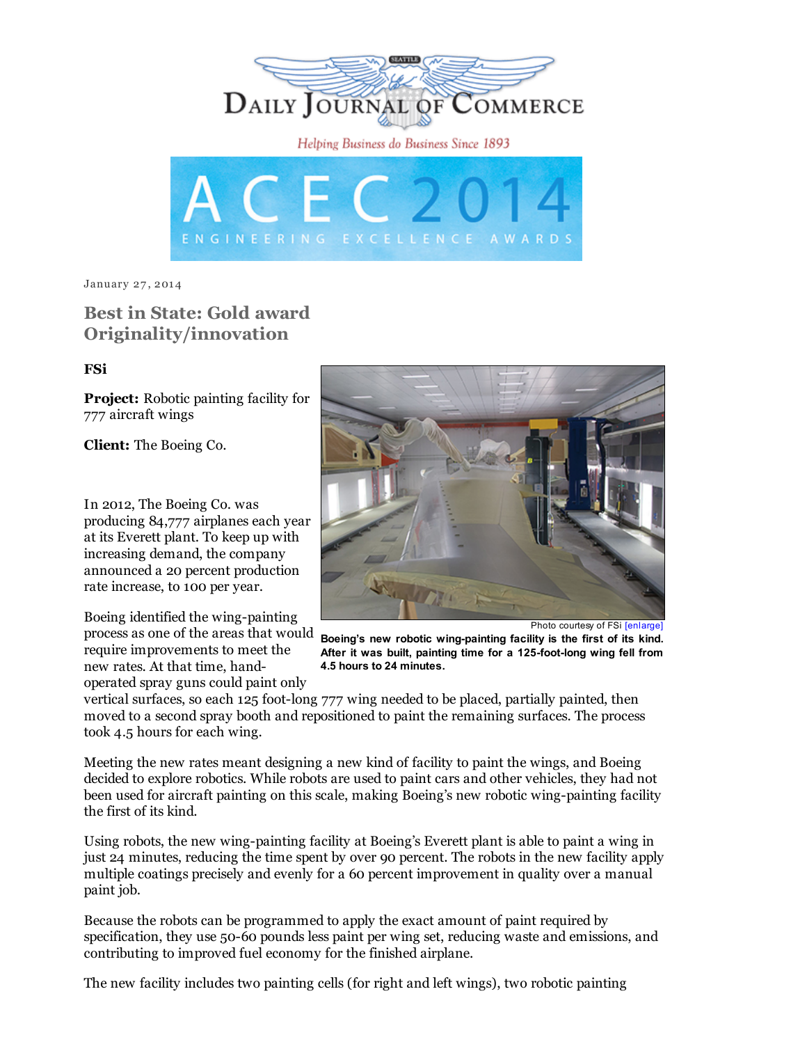# Daily Journal of Commerce

Helping Business do Business Since 1893

ACEC 2014 ENGINEERING EXCELLENCE AWARDS

January 27, 2014

## Best in State: Gold award Originality/innovation

**FSi**

**Project:** Robotic painting facility for 777 aircraft wings

**Client:** The Boeing Co.

Photo courtesy of FSi [enlarge]

**Boeing's new robotic wing-painting facility is the first of its kind. After it was built, painting time for a 125-foot-long wing fell from 4.5 hours to 24 minutes.**

In 2012, The Boeing Co. was producing 84,777 airplanes each year at its Everett plant. To keep up with increasing demand, the company announced a 20 percent production rate increase, to 100 per year.

Boeing identified the wing-painting process as one of the areas that would require improvements to meet the new rates. At that time, hand-operated spray guns could paint only vertical surfaces, so each 125 foot-long 777 wing needed to be placed, partially painted, then moved to a second spray booth and repositioned to paint the remaining surfaces. The process took 4.5 hours for each wing.

Meeting the new rates meant designing a new kind of facility to paint the wings, and Boeing decided to explore robotics. While robots are used to paint cars and other vehicles, they had not been used for aircraft painting on this scale, making Boeing's new robotic wing-painting facility the first of its kind.

Using robots, the new wing-painting facility at Boeing's Everett plant is able to paint a wing in just 24 minutes, reducing the time spent by over 90 percent. The robots in the new facility apply multiple coatings precisely and evenly for a 60 percent improvement in quality over a manual paint job.

Because the robots can be programmed to apply the exact amount of paint required by specification, they use 50-60 pounds less paint per wing set, reducing waste and emissions, and contributing to improved fuel economy for the finished airplane.

The new facility includes two painting cells (for right and left wings), two robotic painting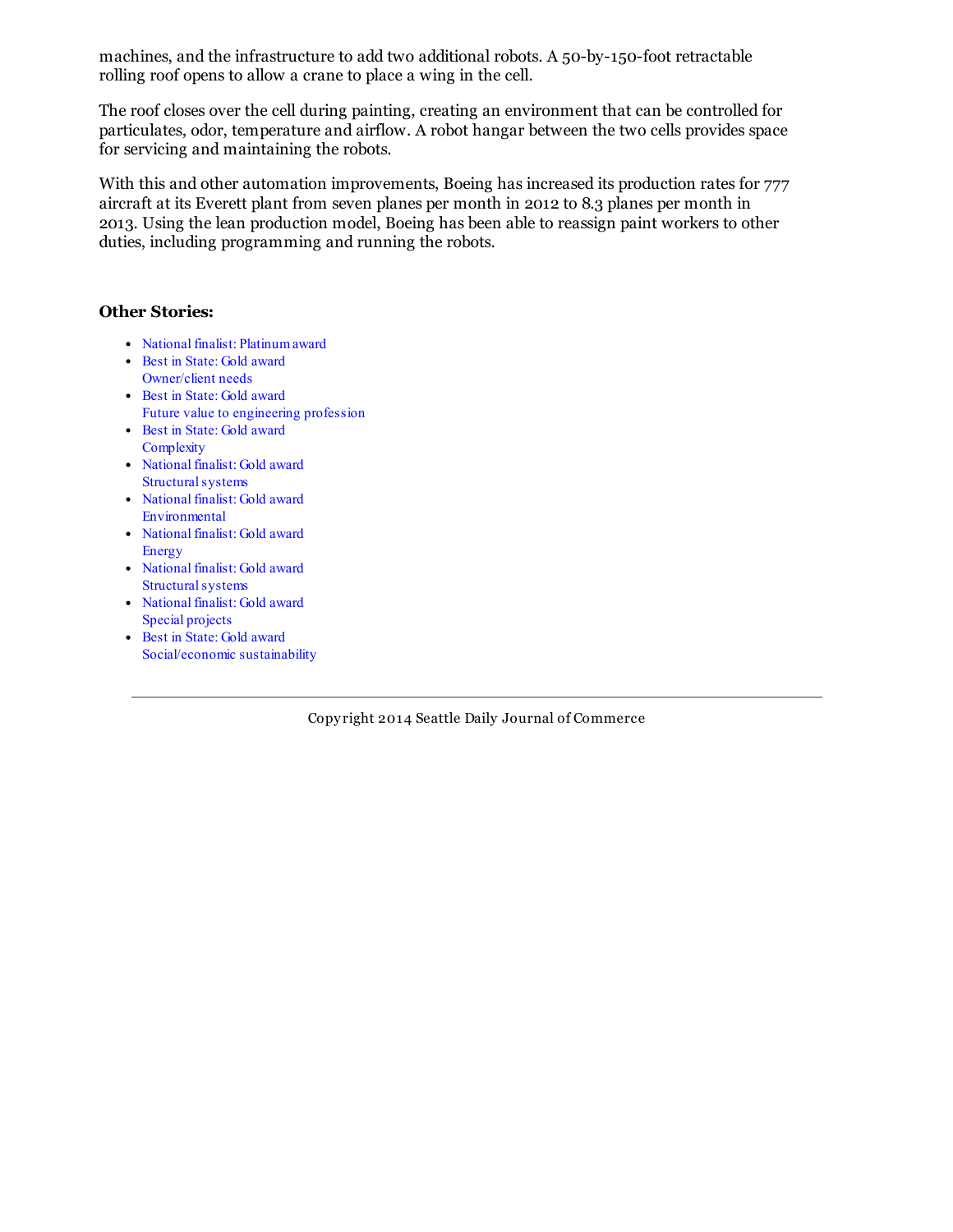machines, and the infrastructure to add two additional robots. A 50-by-150-foot retractable rolling roof opens to allow a crane to place a wing in the cell.

The roof closes over the cell during painting, creating an environment that can be controlled for particulates, odor, temperature and airflow. A robot hangar between the two cells provides space for servicing and maintaining the robots.

With this and other automation improvements, Boeing has increased its production rates for 777 aircraft at its Everett plant from seven planes per month in 2012 to 8.3 planes per month in 2013. Using the lean production model, Boeing has been able to reassign paint workers to other duties, including programming and running the robots.

### Other Stories:

- National finalist: Platinum award
- Best in State: Gold award
  Owner/client needs
- Best in State: Gold award
  Future value to engineering profession
- Best in State: Gold award
  Complexity
- National finalist: Gold award
  Structural systems
- National finalist: Gold award
  Environmental
- National finalist: Gold award
  Energy
- National finalist: Gold award
  Structural systems
- National finalist: Gold award
  Special projects
- Best in State: Gold award
  Social/economic sustainability

---

Copyright 2014 Seattle Daily Journal of Commerce